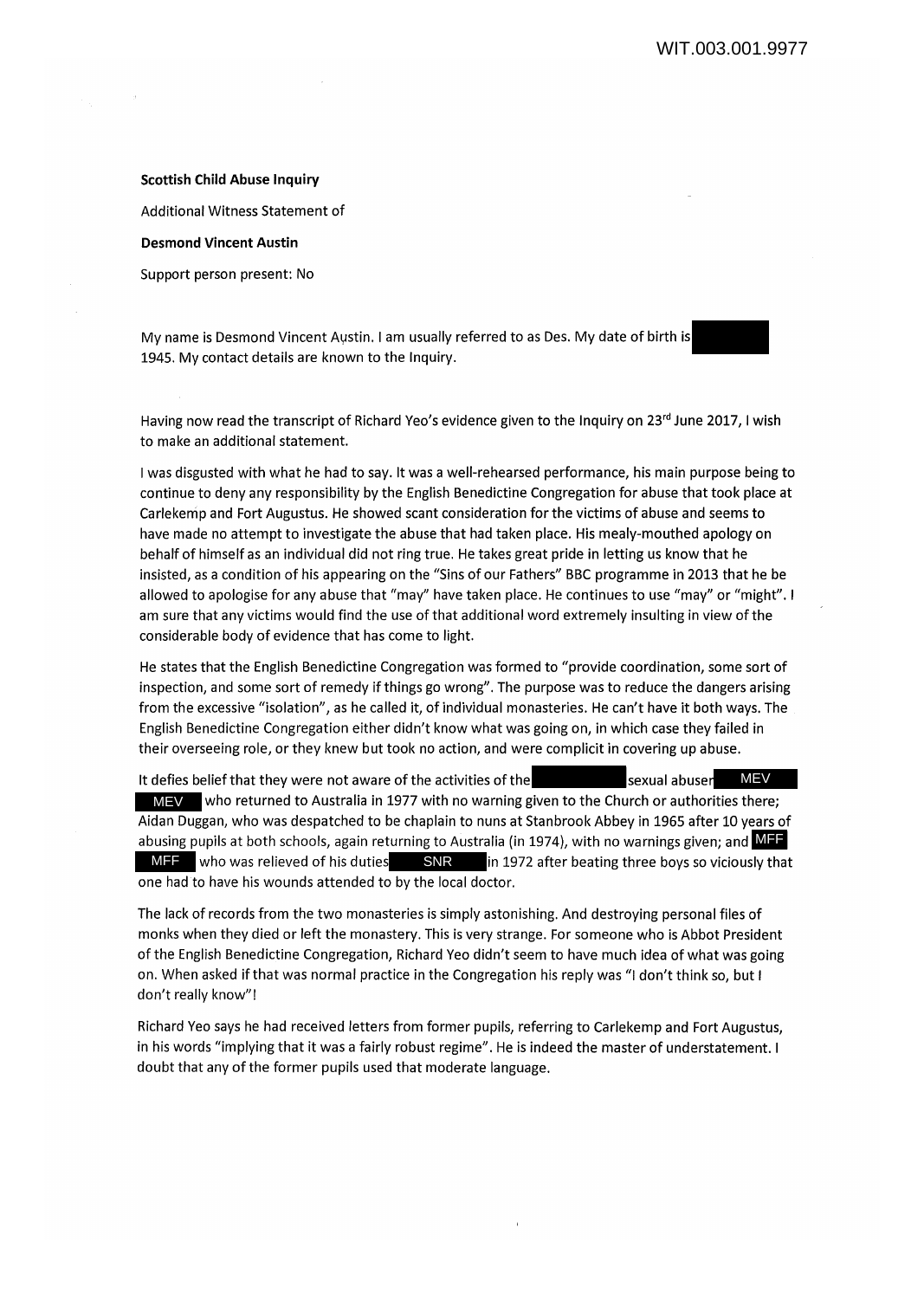**Scottish Child Abuse Inquiry**

Additional Witness Statement of

**Desmond Vincent Austin**

Support person present: No

My name is Desmond Vincent Austin. I am usually referred to as Des. My date of birth is 1945. My contact details are known to the Inquiry.

Having now read the transcript of Richard Yeo's evidence given to the Inquiry on 23rd June 2017, I wish to make an additional statement.

I was disgusted with what he had to say. It was a well-rehearsed performance, his main purpose being to continue to deny any responsibility by the English Benedictine Congregation for abuse that took place at Carlekemp and Fort Augustus. He showed scant consideration for the victims of abuse and seems to have made no attempt to investigate the abuse that had taken place. His mealy-mouthed apology on behalf of himself as an individual did not ring true. He takes great pride in letting us know that he insisted, as a condition of his appearing on the "Sins of our Fathers" BBC programme in 2013 that he be allowed to apologise for any abuse that "may" have taken place. He continues to use "may" or "might". I am sure that any victims would find the use of that additional word extremely insulting in view of the considerable body of evidence that has come to light.

He states that the English Benedictine Congregation was formed to "provide coordination, some sort of inspection, and some sort of remedy if things go wrong". The purpose was to reduce the dangers arising from the excessive "isolation", as he called it, of individual monasteries. He can't have it both ways. The English Benedictine Congregation either didn't know what was going on, in which case they failed in their overseeing role, or they knew but took no action, and were complicit in covering up abuse.

It defies belief that they were not aware of the activities of the sexual abuser MEV MEV who returned to Australia in 1977 with no warning given to the Church or authorities there; Aidan Duggan, who was despatched to be chaplain to nuns at Stanbrook Abbey in 1965 after 10 years of abusing pupils at both schools, again returning to Australia (in 1974), with no warnings given; and MFF MFF who was relieved of his duties SNR in 1972 after beating three boys so viciously that one had to have his wounds attended to by the local doctor.

The lack of records from the two monasteries is simply astonishing. And destroying personal files of monks when they died or left the monastery. This is very strange. For someone who is Abbot President of the English Benedictine Congregation, Richard Yeo didn't seem to have much idea of what was going on. When asked if that was normal practice in the Congregation his reply was "I don't think so, but I don't really know"!

Richard Yeo says he had received letters from former pupils, referring to Carlekemp and Fort Augustus, in his words "implying that it was a fairly robust regime". He is indeed the master of understatement. I doubt that any of the former pupils used that moderate language.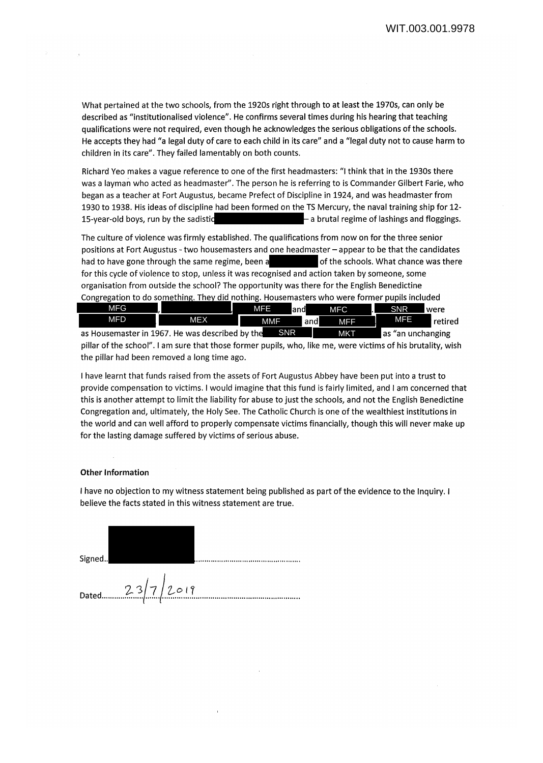What pertained at the two schools, from the 1920s right through to at least the 1970s, can only be described as "institutionalised violence". He confirms several times during his hearing that teaching qualifications were not required, even though he acknowledges the serious obligations of the schools. He accepts they had "a legal duty of care to each child in its care" and a "legal duty not to cause harm to children in its care". They failed lamentably on both counts.

Richard Yeo makes a vague reference to one of the first headmasters: "I think that in the 1930s there was a layman who acted as headmaster". The person he is referring to is Commander Gilbert Farie, who began as a teacher at Fort Augustus, became Prefect of Discipline in 1924, and was headmaster from 1930 to 1938. His ideas of discipline had been formed on the TS Mercury, the naval training ship for 12-15-year-old boys, run by the sadistic [REDACTED] – a brutal regime of lashings and floggings.

The culture of violence was firmly established. The qualifications from now on for the three senior positions at Fort Augustus - two housemasters and one headmaster – appear to be that the candidates had to have gone through the same regime, been a [REDACTED] of the schools. What chance was there for this cycle of violence to stop, unless it was recognised and action taken by someone, some organisation from outside the school? The opportunity was there for the English Benedictine Congregation to do something. They did nothing. Housemasters who were former pupils included MFG, [REDACTED], MFE and MFC. SNR were MFD, MEX, MMF and MFF. MFE retired as Housemaster in 1967. He was described by the SNR MKT as "an unchanging pillar of the school". I am sure that those former pupils, who, like me, were victims of his brutality, wish the pillar had been removed a long time ago.

I have learnt that funds raised from the assets of Fort Augustus Abbey have been put into a trust to provide compensation to victims. I would imagine that this fund is fairly limited, and I am concerned that this is another attempt to limit the liability for abuse to just the schools, and not the English Benedictine Congregation and, ultimately, the Holy See. The Catholic Church is one of the wealthiest institutions in the world and can well afford to properly compensate victims financially, though this will never make up for the lasting damage suffered by victims of serious abuse.

**Other Information**

I have no objection to my witness statement being published as part of the evidence to the Inquiry. I believe the facts stated in this witness statement are true.

Signed.. [REDACTED] ..............................................

Dated........23/7/2019..........................................................................